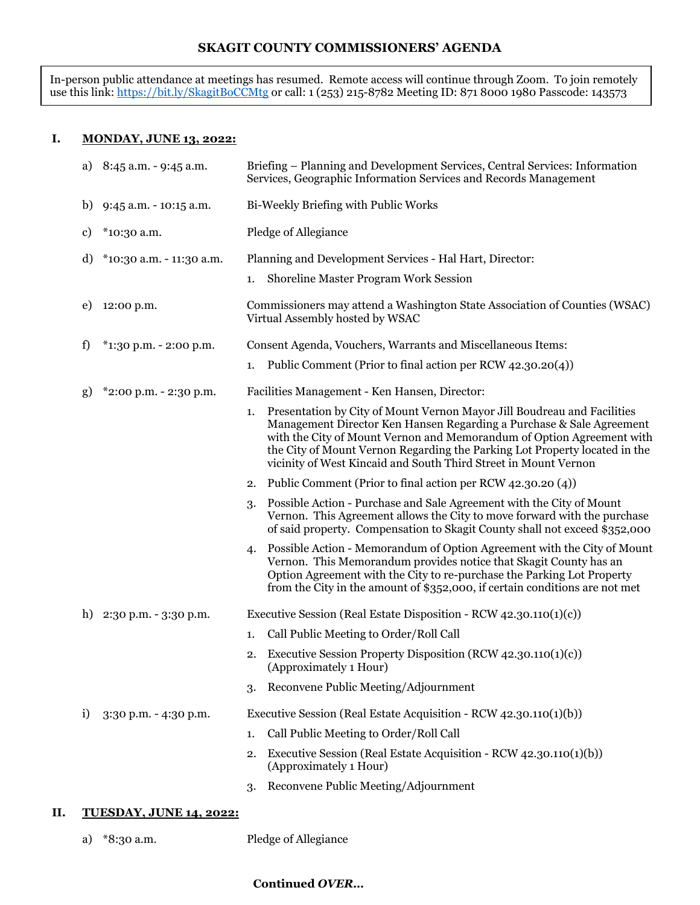# SKAGIT COUNTY COMMISSIONERS' AGENDA

In-person public attendance at meetings has resumed. Remote access will continue through Zoom. To join remotely use this link: https://bit.ly/SkagitBoCCMtg or call: 1 (253) 215-8782 Meeting ID: 871 8000 1980 Passcode: 143573

## I. MONDAY, JUNE 13, 2022:

a) 8:45 a.m. - 9:45 a.m. — Briefing – Planning and Development Services, Central Services: Information Services, Geographic Information Services and Records Management

b) 9:45 a.m. - 10:15 a.m. — Bi-Weekly Briefing with Public Works

c) *10:30 a.m. — Pledge of Allegiance

d) *10:30 a.m. - 11:30 a.m. — Planning and Development Services - Hal Hart, Director:

1. Shoreline Master Program Work Session

e) 12:00 p.m. — Commissioners may attend a Washington State Association of Counties (WSAC) Virtual Assembly hosted by WSAC

f) *1:30 p.m. - 2:00 p.m. — Consent Agenda, Vouchers, Warrants and Miscellaneous Items:

1. Public Comment (Prior to final action per RCW 42.30.20(4))

g) *2:00 p.m. - 2:30 p.m. — Facilities Management - Ken Hansen, Director:

1. Presentation by City of Mount Vernon Mayor Jill Boudreau and Facilities Management Director Ken Hansen Regarding a Purchase & Sale Agreement with the City of Mount Vernon and Memorandum of Option Agreement with the City of Mount Vernon Regarding the Parking Lot Property located in the vicinity of West Kincaid and South Third Street in Mount Vernon
2. Public Comment (Prior to final action per RCW 42.30.20 (4))
3. Possible Action - Purchase and Sale Agreement with the City of Mount Vernon. This Agreement allows the City to move forward with the purchase of said property. Compensation to Skagit County shall not exceed $352,000
4. Possible Action - Memorandum of Option Agreement with the City of Mount Vernon. This Memorandum provides notice that Skagit County has an Option Agreement with the City to re-purchase the Parking Lot Property from the City in the amount of $352,000, if certain conditions are not met

h) 2:30 p.m. - 3:30 p.m. — Executive Session (Real Estate Disposition - RCW 42.30.110(1)(c))

1. Call Public Meeting to Order/Roll Call
2. Executive Session Property Disposition (RCW 42.30.110(1)(c)) (Approximately 1 Hour)
3. Reconvene Public Meeting/Adjournment

i) 3:30 p.m. - 4:30 p.m. — Executive Session (Real Estate Acquisition - RCW 42.30.110(1)(b))

1. Call Public Meeting to Order/Roll Call
2. Executive Session (Real Estate Acquisition - RCW 42.30.110(1)(b)) (Approximately 1 Hour)
3. Reconvene Public Meeting/Adjournment

## II. TUESDAY, JUNE 14, 2022:

a) *8:30 a.m. — Pledge of Allegiance

**Continued *OVER…***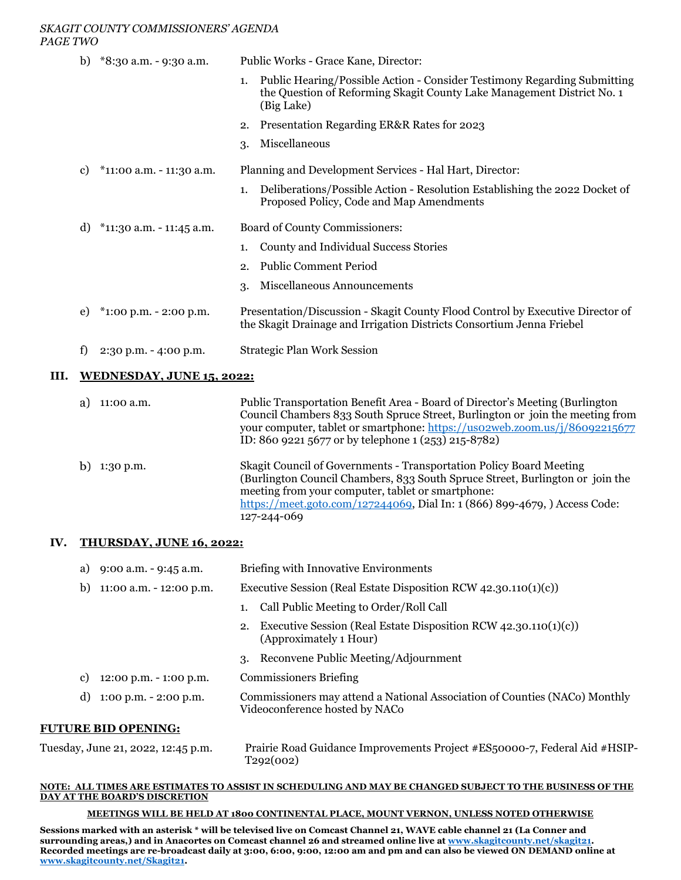b) *8:30 a.m. - 9:30 a.m. Public Works - Grace Kane, Director:

1. Public Hearing/Possible Action - Consider Testimony Regarding Submitting the Question of Reforming Skagit County Lake Management District No. 1 (Big Lake)
2. Presentation Regarding ER&R Rates for 2023
3. Miscellaneous

c) *11:00 a.m. - 11:30 a.m. Planning and Development Services - Hal Hart, Director:

1. Deliberations/Possible Action - Resolution Establishing the 2022 Docket of Proposed Policy, Code and Map Amendments

d) *11:30 a.m. - 11:45 a.m. Board of County Commissioners:

1. County and Individual Success Stories
2. Public Comment Period
3. Miscellaneous Announcements

e) *1:00 p.m. - 2:00 p.m. Presentation/Discussion - Skagit County Flood Control by Executive Director of the Skagit Drainage and Irrigation Districts Consortium Jenna Friebel

f) 2:30 p.m. - 4:00 p.m. Strategic Plan Work Session

## III. WEDNESDAY, JUNE 15, 2022:

a) 11:00 a.m. Public Transportation Benefit Area - Board of Director's Meeting (Burlington Council Chambers 833 South Spruce Street, Burlington or join the meeting from your computer, tablet or smartphone: https://us02web.zoom.us/j/86092215677 ID: 860 9221 5677 or by telephone 1 (253) 215-8782)

b) 1:30 p.m. Skagit Council of Governments - Transportation Policy Board Meeting (Burlington Council Chambers, 833 South Spruce Street, Burlington or join the meeting from your computer, tablet or smartphone: https://meet.goto.com/127244069, Dial In: 1 (866) 899-4679, ) Access Code: 127-244-069

## IV. THURSDAY, JUNE 16, 2022:

a) 9:00 a.m. - 9:45 a.m. Briefing with Innovative Environments

b) 11:00 a.m. - 12:00 p.m. Executive Session (Real Estate Disposition RCW 42.30.110(1)(c))

1. Call Public Meeting to Order/Roll Call
2. Executive Session (Real Estate Disposition RCW 42.30.110(1)(c)) (Approximately 1 Hour)
3. Reconvene Public Meeting/Adjournment

c) 12:00 p.m. - 1:00 p.m. Commissioners Briefing

d) 1:00 p.m. - 2:00 p.m. Commissioners may attend a National Association of Counties (NACo) Monthly Videoconference hosted by NACo

**FUTURE BID OPENING:**

Tuesday, June 21, 2022, 12:45 p.m. Prairie Road Guidance Improvements Project #ES50000-7, Federal Aid #HSIP-T292(002)

**NOTE: ALL TIMES ARE ESTIMATES TO ASSIST IN SCHEDULING AND MAY BE CHANGED SUBJECT TO THE BUSINESS OF THE DAY AT THE BOARD'S DISCRETION**

**MEETINGS WILL BE HELD AT 1800 CONTINENTAL PLACE, MOUNT VERNON, UNLESS NOTED OTHERWISE**

**Sessions marked with an asterisk * will be televised live on Comcast Channel 21, WAVE cable channel 21 (La Conner and surrounding areas,) and in Anacortes on Comcast channel 26 and streamed online live at www.skagitcounty.net/skagit21. Recorded meetings are re-broadcast daily at 3:00, 6:00, 9:00, 12:00 am and pm and can also be viewed ON DEMAND online at www.skagitcounty.net/Skagit21.**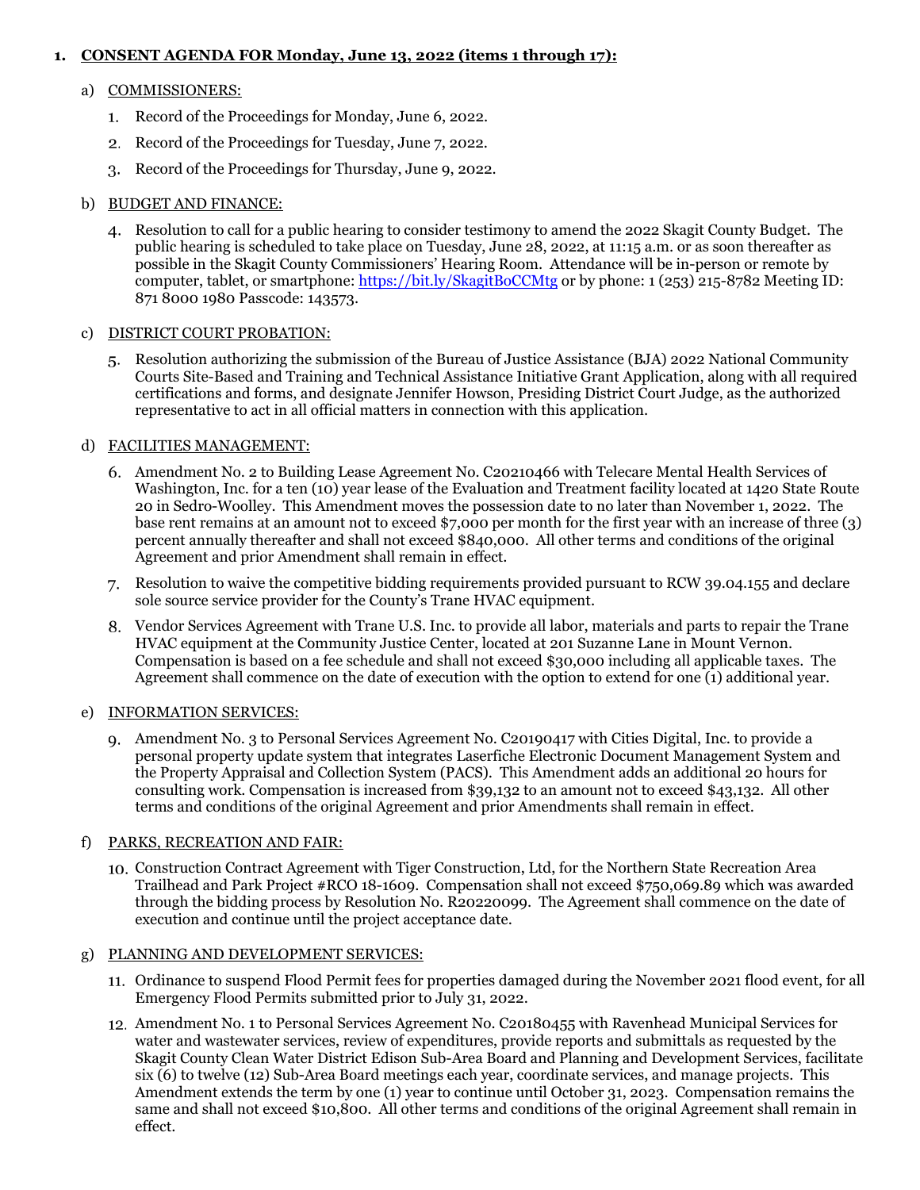## 1. CONSENT AGENDA FOR Monday, June 13, 2022 (items 1 through 17):

a) COMMISSIONERS:

1. Record of the Proceedings for Monday, June 6, 2022.
2. Record of the Proceedings for Tuesday, June 7, 2022.
3. Record of the Proceedings for Thursday, June 9, 2022.

b) BUDGET AND FINANCE:

4. Resolution to call for a public hearing to consider testimony to amend the 2022 Skagit County Budget. The public hearing is scheduled to take place on Tuesday, June 28, 2022, at 11:15 a.m. or as soon thereafter as possible in the Skagit County Commissioners' Hearing Room. Attendance will be in-person or remote by computer, tablet, or smartphone: https://bit.ly/SkagitBoCCMtg or by phone: 1 (253) 215-8782 Meeting ID: 871 8000 1980 Passcode: 143573.

c) DISTRICT COURT PROBATION:

5. Resolution authorizing the submission of the Bureau of Justice Assistance (BJA) 2022 National Community Courts Site-Based and Training and Technical Assistance Initiative Grant Application, along with all required certifications and forms, and designate Jennifer Howson, Presiding District Court Judge, as the authorized representative to act in all official matters in connection with this application.

d) FACILITIES MANAGEMENT:

6. Amendment No. 2 to Building Lease Agreement No. C20210466 with Telecare Mental Health Services of Washington, Inc. for a ten (10) year lease of the Evaluation and Treatment facility located at 1420 State Route 20 in Sedro-Woolley. This Amendment moves the possession date to no later than November 1, 2022. The base rent remains at an amount not to exceed $7,000 per month for the first year with an increase of three (3) percent annually thereafter and shall not exceed $840,000. All other terms and conditions of the original Agreement and prior Amendment shall remain in effect.
7. Resolution to waive the competitive bidding requirements provided pursuant to RCW 39.04.155 and declare sole source service provider for the County's Trane HVAC equipment.
8. Vendor Services Agreement with Trane U.S. Inc. to provide all labor, materials and parts to repair the Trane HVAC equipment at the Community Justice Center, located at 201 Suzanne Lane in Mount Vernon. Compensation is based on a fee schedule and shall not exceed $30,000 including all applicable taxes. The Agreement shall commence on the date of execution with the option to extend for one (1) additional year.

e) INFORMATION SERVICES:

9. Amendment No. 3 to Personal Services Agreement No. C20190417 with Cities Digital, Inc. to provide a personal property update system that integrates Laserfiche Electronic Document Management System and the Property Appraisal and Collection System (PACS). This Amendment adds an additional 20 hours for consulting work. Compensation is increased from $39,132 to an amount not to exceed $43,132. All other terms and conditions of the original Agreement and prior Amendments shall remain in effect.

f) PARKS, RECREATION AND FAIR:

10. Construction Contract Agreement with Tiger Construction, Ltd, for the Northern State Recreation Area Trailhead and Park Project #RCO 18-1609. Compensation shall not exceed $750,069.89 which was awarded through the bidding process by Resolution No. R20220099. The Agreement shall commence on the date of execution and continue until the project acceptance date.

g) PLANNING AND DEVELOPMENT SERVICES:

11. Ordinance to suspend Flood Permit fees for properties damaged during the November 2021 flood event, for all Emergency Flood Permits submitted prior to July 31, 2022.
12. Amendment No. 1 to Personal Services Agreement No. C20180455 with Ravenhead Municipal Services for water and wastewater services, review of expenditures, provide reports and submittals as requested by the Skagit County Clean Water District Edison Sub-Area Board and Planning and Development Services, facilitate six (6) to twelve (12) Sub-Area Board meetings each year, coordinate services, and manage projects. This Amendment extends the term by one (1) year to continue until October 31, 2023. Compensation remains the same and shall not exceed $10,800. All other terms and conditions of the original Agreement shall remain in effect.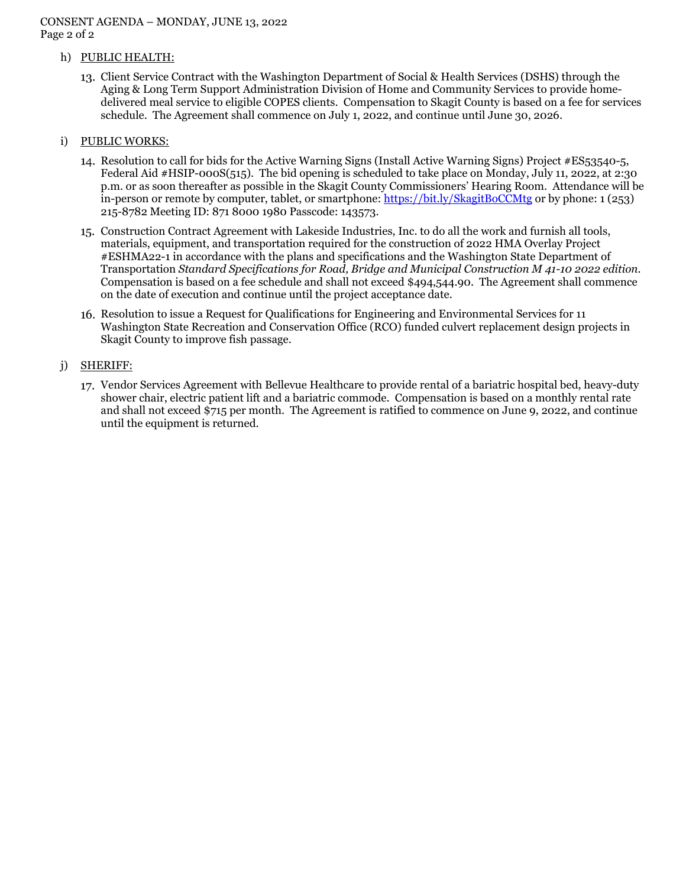h) PUBLIC HEALTH:

13. Client Service Contract with the Washington Department of Social & Health Services (DSHS) through the Aging & Long Term Support Administration Division of Home and Community Services to provide home-delivered meal service to eligible COPES clients. Compensation to Skagit County is based on a fee for services schedule. The Agreement shall commence on July 1, 2022, and continue until June 30, 2026.

i) PUBLIC WORKS:

14. Resolution to call for bids for the Active Warning Signs (Install Active Warning Signs) Project #ES53540-5, Federal Aid #HSIP-000S(515). The bid opening is scheduled to take place on Monday, July 11, 2022, at 2:30 p.m. or as soon thereafter as possible in the Skagit County Commissioners' Hearing Room. Attendance will be in-person or remote by computer, tablet, or smartphone: [https://bit.ly/SkagitBoCCMtg](https://bit.ly/SkagitBoCCMtg) or by phone: 1 (253) 215-8782 Meeting ID: 871 8000 1980 Passcode: 143573.

15. Construction Contract Agreement with Lakeside Industries, Inc. to do all the work and furnish all tools, materials, equipment, and transportation required for the construction of 2022 HMA Overlay Project #ESHMA22-1 in accordance with the plans and specifications and the Washington State Department of Transportation *Standard Specifications for Road, Bridge and Municipal Construction M 41-10 2022 edition*. Compensation is based on a fee schedule and shall not exceed $494,544.90. The Agreement shall commence on the date of execution and continue until the project acceptance date.

16. Resolution to issue a Request for Qualifications for Engineering and Environmental Services for 11 Washington State Recreation and Conservation Office (RCO) funded culvert replacement design projects in Skagit County to improve fish passage.

j) SHERIFF:

17. Vendor Services Agreement with Bellevue Healthcare to provide rental of a bariatric hospital bed, heavy-duty shower chair, electric patient lift and a bariatric commode. Compensation is based on a monthly rental rate and shall not exceed $715 per month. The Agreement is ratified to commence on June 9, 2022, and continue until the equipment is returned.